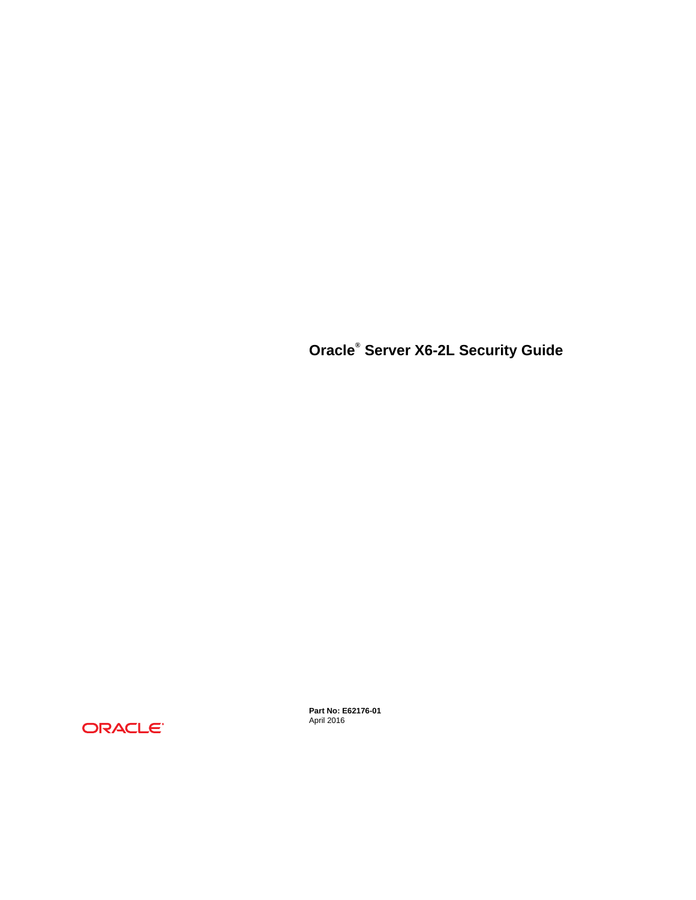# Oracle® Server X6-2L Security Guide

ORACLE®

**Part No: E62176-01**
April 2016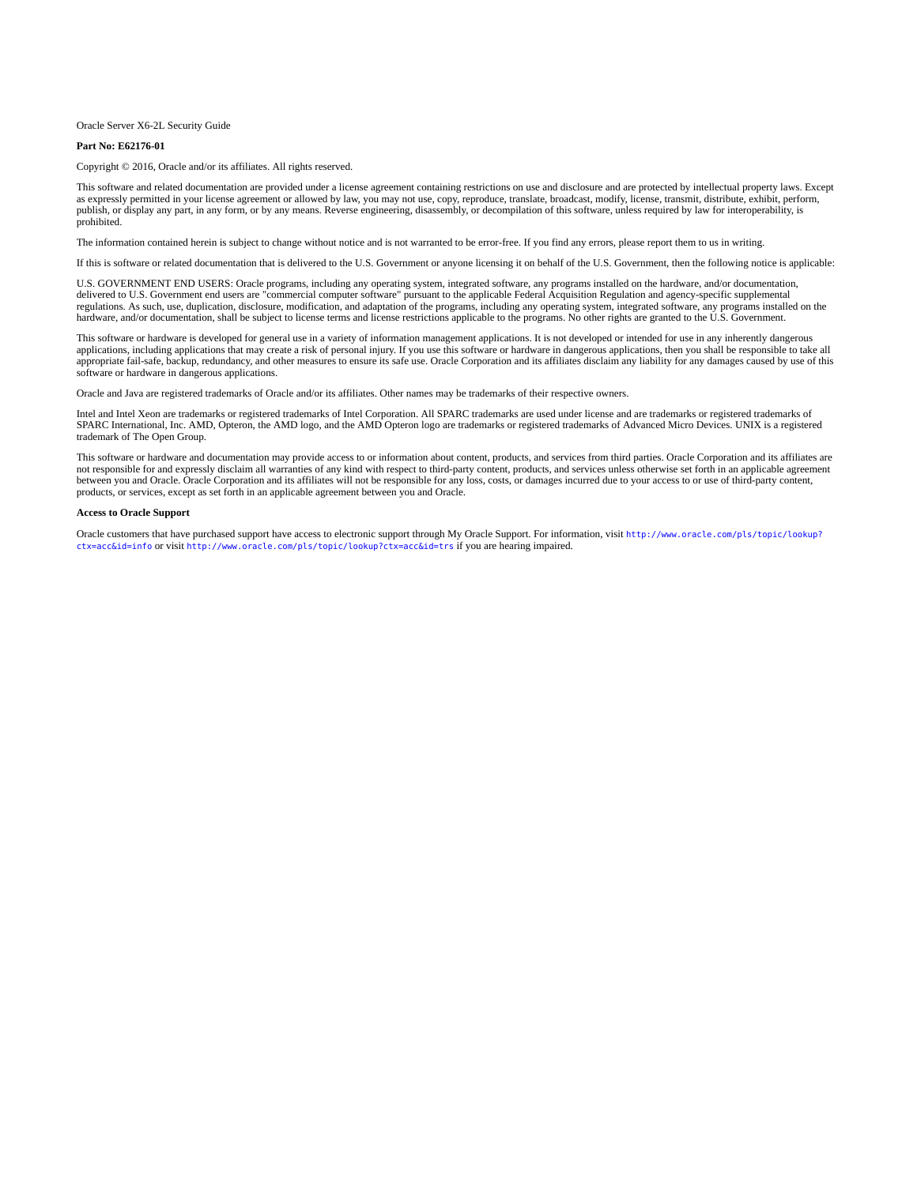Oracle Server X6-2L Security Guide

**Part No: E62176-01**

Copyright © 2016, Oracle and/or its affiliates. All rights reserved.

This software and related documentation are provided under a license agreement containing restrictions on use and disclosure and are protected by intellectual property laws. Except as expressly permitted in your license agreement or allowed by law, you may not use, copy, reproduce, translate, broadcast, modify, license, transmit, distribute, exhibit, perform, publish, or display any part, in any form, or by any means. Reverse engineering, disassembly, or decompilation of this software, unless required by law for interoperability, is prohibited.

The information contained herein is subject to change without notice and is not warranted to be error-free. If you find any errors, please report them to us in writing.

If this is software or related documentation that is delivered to the U.S. Government or anyone licensing it on behalf of the U.S. Government, then the following notice is applicable:

U.S. GOVERNMENT END USERS: Oracle programs, including any operating system, integrated software, any programs installed on the hardware, and/or documentation, delivered to U.S. Government end users are "commercial computer software" pursuant to the applicable Federal Acquisition Regulation and agency-specific supplemental regulations. As such, use, duplication, disclosure, modification, and adaptation of the programs, including any operating system, integrated software, any programs installed on the hardware, and/or documentation, shall be subject to license terms and license restrictions applicable to the programs. No other rights are granted to the U.S. Government.

This software or hardware is developed for general use in a variety of information management applications. It is not developed or intended for use in any inherently dangerous applications, including applications that may create a risk of personal injury. If you use this software or hardware in dangerous applications, then you shall be responsible to take all appropriate fail-safe, backup, redundancy, and other measures to ensure its safe use. Oracle Corporation and its affiliates disclaim any liability for any damages caused by use of this software or hardware in dangerous applications.

Oracle and Java are registered trademarks of Oracle and/or its affiliates. Other names may be trademarks of their respective owners.

Intel and Intel Xeon are trademarks or registered trademarks of Intel Corporation. All SPARC trademarks are used under license and are trademarks or registered trademarks of SPARC International, Inc. AMD, Opteron, the AMD logo, and the AMD Opteron logo are trademarks or registered trademarks of Advanced Micro Devices. UNIX is a registered trademark of The Open Group.

This software or hardware and documentation may provide access to or information about content, products, and services from third parties. Oracle Corporation and its affiliates are not responsible for and expressly disclaim all warranties of any kind with respect to third-party content, products, and services unless otherwise set forth in an applicable agreement between you and Oracle. Oracle Corporation and its affiliates will not be responsible for any loss, costs, or damages incurred due to your access to or use of third-party content, products, or services, except as set forth in an applicable agreement between you and Oracle.

**Access to Oracle Support**

Oracle customers that have purchased support have access to electronic support through My Oracle Support. For information, visit `http://www.oracle.com/pls/topic/lookup?ctx=acc&id=info` or visit `http://www.oracle.com/pls/topic/lookup?ctx=acc&id=trs` if you are hearing impaired.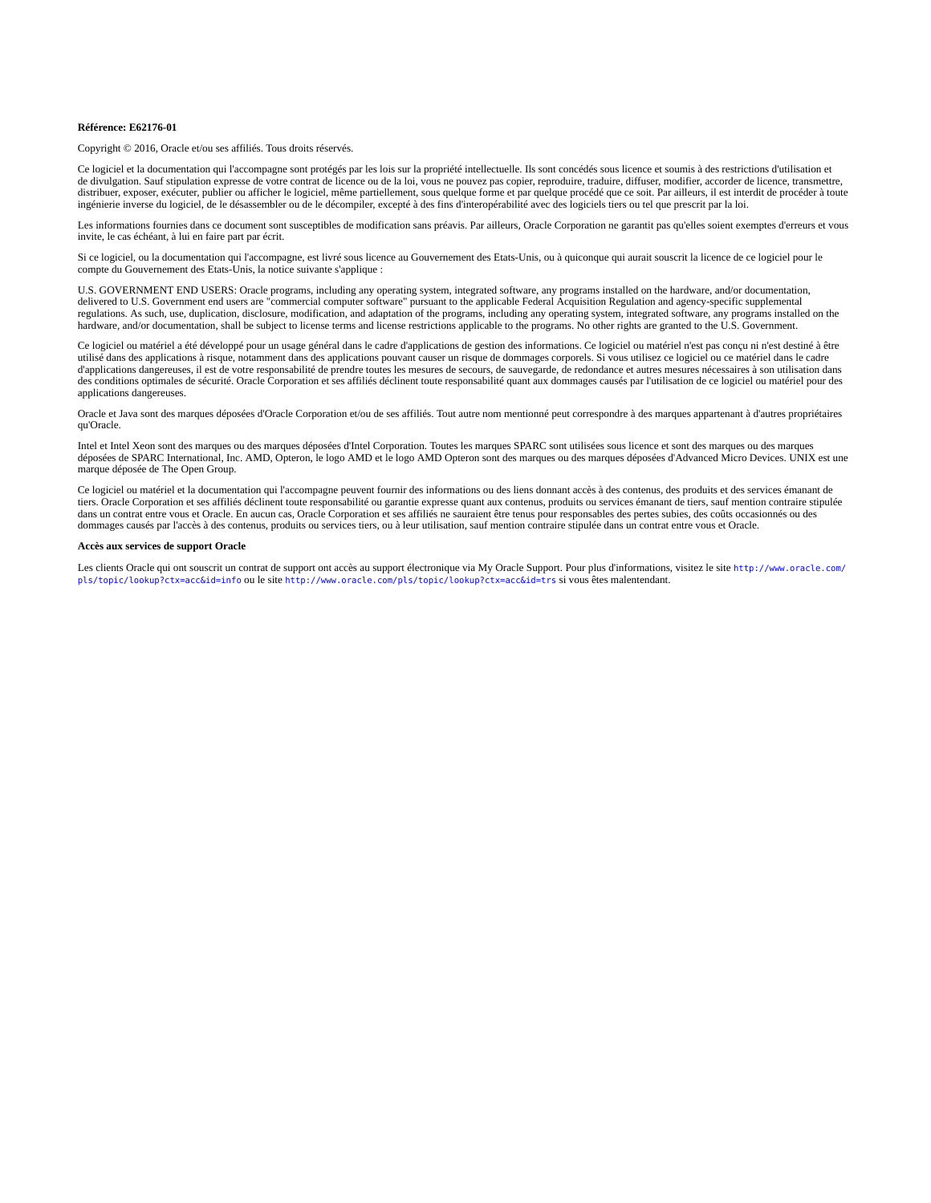**Référence: E62176-01**

Copyright © 2016, Oracle et/ou ses affiliés. Tous droits réservés.

Ce logiciel et la documentation qui l'accompagne sont protégés par les lois sur la propriété intellectuelle. Ils sont concédés sous licence et soumis à des restrictions d'utilisation et de divulgation. Sauf stipulation expresse de votre contrat de licence ou de la loi, vous ne pouvez pas copier, reproduire, traduire, diffuser, modifier, accorder de licence, transmettre, distribuer, exposer, exécuter, publier ou afficher le logiciel, même partiellement, sous quelque forme et par quelque procédé que ce soit. Par ailleurs, il est interdit de procéder à toute ingénierie inverse du logiciel, de le désassembler ou de le décompiler, excepté à des fins d'interopérabilité avec des logiciels tiers ou tel que prescrit par la loi.

Les informations fournies dans ce document sont susceptibles de modification sans préavis. Par ailleurs, Oracle Corporation ne garantit pas qu'elles soient exemptes d'erreurs et vous invite, le cas échéant, à lui en faire part par écrit.

Si ce logiciel, ou la documentation qui l'accompagne, est livré sous licence au Gouvernement des Etats-Unis, ou à quiconque qui aurait souscrit la licence de ce logiciel pour le compte du Gouvernement des Etats-Unis, la notice suivante s'applique :

U.S. GOVERNMENT END USERS: Oracle programs, including any operating system, integrated software, any programs installed on the hardware, and/or documentation, delivered to U.S. Government end users are "commercial computer software" pursuant to the applicable Federal Acquisition Regulation and agency-specific supplemental regulations. As such, use, duplication, disclosure, modification, and adaptation of the programs, including any operating system, integrated software, any programs installed on the hardware, and/or documentation, shall be subject to license terms and license restrictions applicable to the programs. No other rights are granted to the U.S. Government.

Ce logiciel ou matériel a été développé pour un usage général dans le cadre d'applications de gestion des informations. Ce logiciel ou matériel n'est pas conçu ni n'est destiné à être utilisé dans des applications à risque, notamment dans des applications pouvant causer un risque de dommages corporels. Si vous utilisez ce logiciel ou ce matériel dans le cadre d'applications dangereuses, il est de votre responsabilité de prendre toutes les mesures de secours, de sauvegarde, de redondance et autres mesures nécessaires à son utilisation dans des conditions optimales de sécurité. Oracle Corporation et ses affiliés déclinent toute responsabilité quant aux dommages causés par l'utilisation de ce logiciel ou matériel pour des applications dangereuses.

Oracle et Java sont des marques déposées d'Oracle Corporation et/ou de ses affiliés. Tout autre nom mentionné peut correspondre à des marques appartenant à d'autres propriétaires qu'Oracle.

Intel et Intel Xeon sont des marques ou des marques déposées d'Intel Corporation. Toutes les marques SPARC sont utilisées sous licence et sont des marques ou des marques déposées de SPARC International, Inc. AMD, Opteron, le logo AMD et le logo AMD Opteron sont des marques ou des marques déposées d'Advanced Micro Devices. UNIX est une marque déposée de The Open Group.

Ce logiciel ou matériel et la documentation qui l'accompagne peuvent fournir des informations ou des liens donnant accès à des contenus, des produits et des services émanant de tiers. Oracle Corporation et ses affiliés déclinent toute responsabilité ou garantie expresse quant aux contenus, produits ou services émanant de tiers, sauf mention contraire stipulée dans un contrat entre vous et Oracle. En aucun cas, Oracle Corporation et ses affiliés ne sauraient être tenus pour responsables des pertes subies, des coûts occasionnés ou des dommages causés par l'accès à des contenus, produits ou services tiers, ou à leur utilisation, sauf mention contraire stipulée dans un contrat entre vous et Oracle.

**Accès aux services de support Oracle**

Les clients Oracle qui ont souscrit un contrat de support ont accès au support électronique via My Oracle Support. Pour plus d'informations, visitez le site `http://www.oracle.com/pls/topic/lookup?ctx=acc&id=info` ou le site `http://www.oracle.com/pls/topic/lookup?ctx=acc&id=trs` si vous êtes malentendant.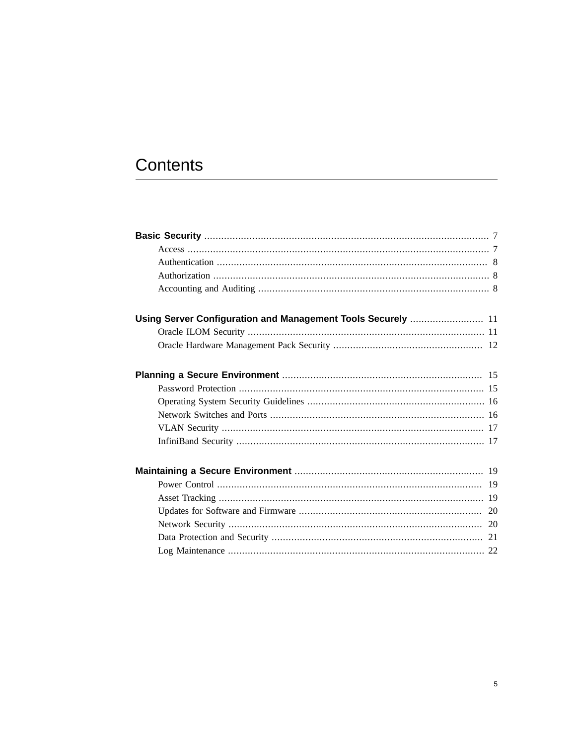# Contents

**Basic Security** ..................................................................................................... 7

- Access ........................................................................................................... 7
- Authentication ................................................................................................ 8
- Authorization .................................................................................................. 8
- Accounting and Auditing .................................................................................. 8

**Using Server Configuration and Management Tools Securely** .......................... 11

- Oracle ILOM Security .................................................................................... 11
- Oracle Hardware Management Pack Security ..................................................... 12

**Planning a Secure Environment** ....................................................................... 15

- Password Protection ....................................................................................... 15
- Operating System Security Guidelines ............................................................... 16
- Network Switches and Ports ............................................................................ 16
- VLAN Security ............................................................................................. 17
- InfiniBand Security ........................................................................................ 17

**Maintaining a Secure Environment** ................................................................... 19

- Power Control .............................................................................................. 19
- Asset Tracking .............................................................................................. 19
- Updates for Software and Firmware ................................................................. 20
- Network Security .......................................................................................... 20
- Data Protection and Security ........................................................................... 21
- Log Maintenance ........................................................................................... 22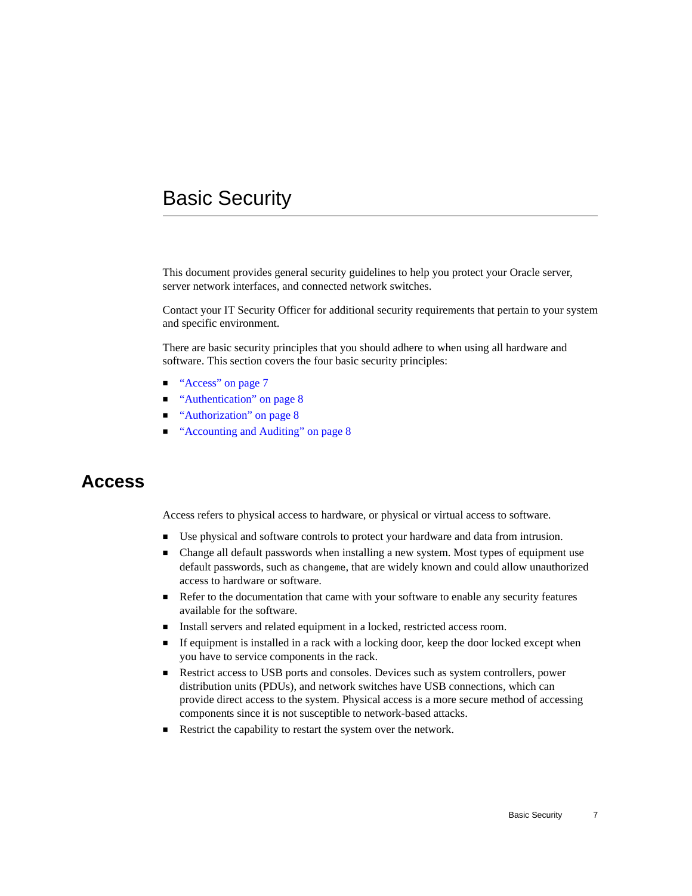# Basic Security

This document provides general security guidelines to help you protect your Oracle server, server network interfaces, and connected network switches.

Contact your IT Security Officer for additional security requirements that pertain to your system and specific environment.

There are basic security principles that you should adhere to when using all hardware and software. This section covers the four basic security principles:

- "Access" on page 7
- "Authentication" on page 8
- "Authorization" on page 8
- "Accounting and Auditing" on page 8

## Access

Access refers to physical access to hardware, or physical or virtual access to software.

- Use physical and software controls to protect your hardware and data from intrusion.
- Change all default passwords when installing a new system. Most types of equipment use default passwords, such as `changeme`, that are widely known and could allow unauthorized access to hardware or software.
- Refer to the documentation that came with your software to enable any security features available for the software.
- Install servers and related equipment in a locked, restricted access room.
- If equipment is installed in a rack with a locking door, keep the door locked except when you have to service components in the rack.
- Restrict access to USB ports and consoles. Devices such as system controllers, power distribution units (PDUs), and network switches have USB connections, which can provide direct access to the system. Physical access is a more secure method of accessing components since it is not susceptible to network-based attacks.
- Restrict the capability to restart the system over the network.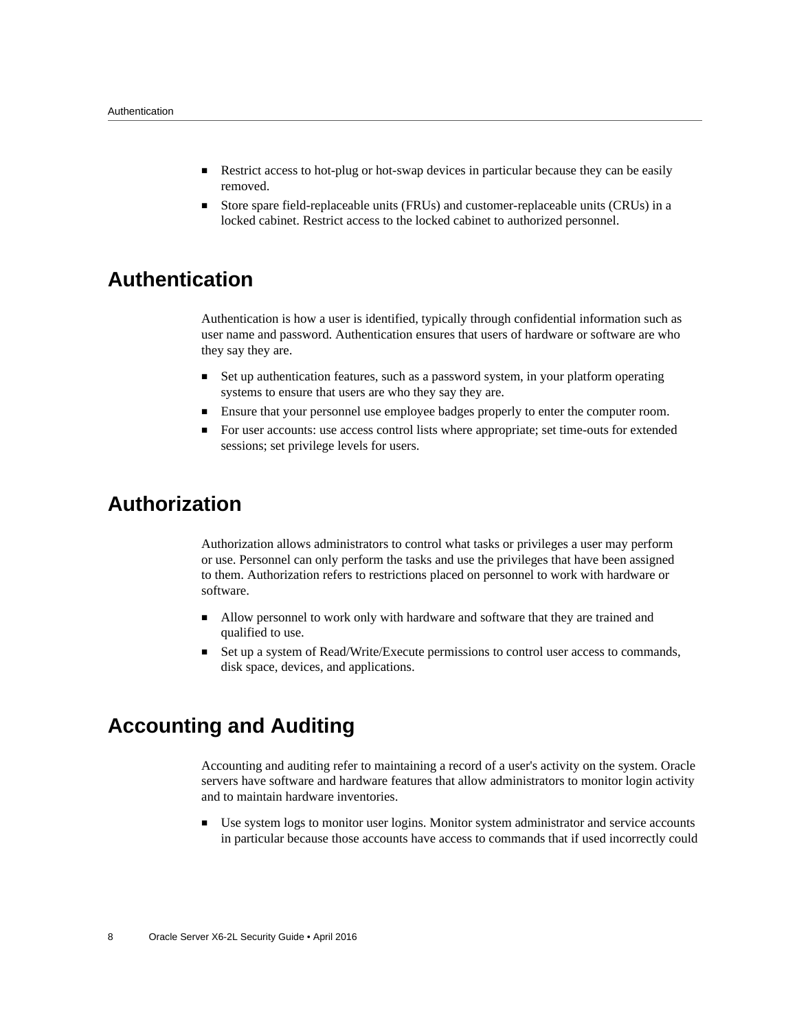- Restrict access to hot-plug or hot-swap devices in particular because they can be easily removed.
- Store spare field-replaceable units (FRUs) and customer-replaceable units (CRUs) in a locked cabinet. Restrict access to the locked cabinet to authorized personnel.

## Authentication

Authentication is how a user is identified, typically through confidential information such as user name and password. Authentication ensures that users of hardware or software are who they say they are.

- Set up authentication features, such as a password system, in your platform operating systems to ensure that users are who they say they are.
- Ensure that your personnel use employee badges properly to enter the computer room.
- For user accounts: use access control lists where appropriate; set time-outs for extended sessions; set privilege levels for users.

## Authorization

Authorization allows administrators to control what tasks or privileges a user may perform or use. Personnel can only perform the tasks and use the privileges that have been assigned to them. Authorization refers to restrictions placed on personnel to work with hardware or software.

- Allow personnel to work only with hardware and software that they are trained and qualified to use.
- Set up a system of Read/Write/Execute permissions to control user access to commands, disk space, devices, and applications.

## Accounting and Auditing

Accounting and auditing refer to maintaining a record of a user's activity on the system. Oracle servers have software and hardware features that allow administrators to monitor login activity and to maintain hardware inventories.

- Use system logs to monitor user logins. Monitor system administrator and service accounts in particular because those accounts have access to commands that if used incorrectly could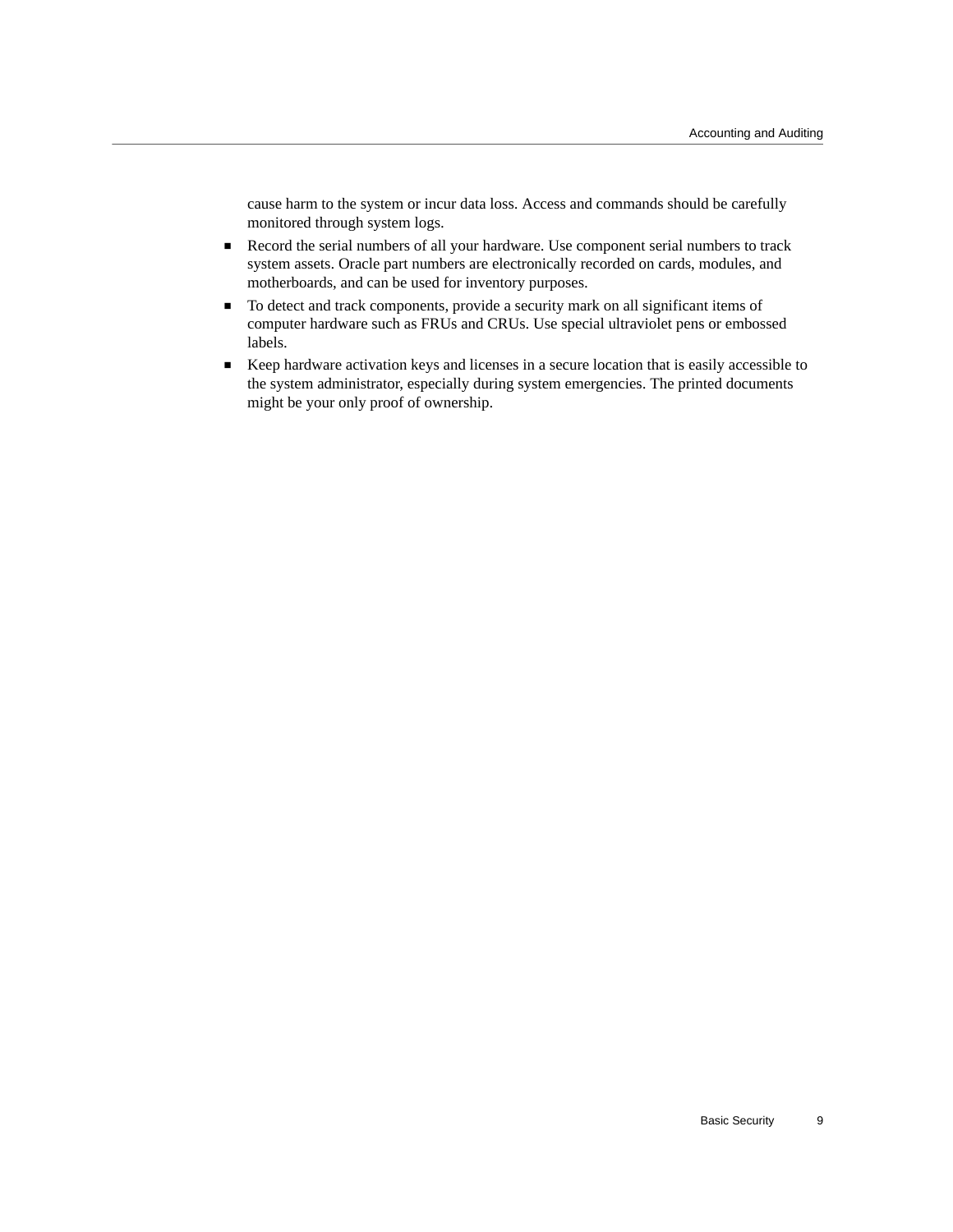cause harm to the system or incur data loss. Access and commands should be carefully monitored through system logs.

- Record the serial numbers of all your hardware. Use component serial numbers to track system assets. Oracle part numbers are electronically recorded on cards, modules, and motherboards, and can be used for inventory purposes.
- To detect and track components, provide a security mark on all significant items of computer hardware such as FRUs and CRUs. Use special ultraviolet pens or embossed labels.
- Keep hardware activation keys and licenses in a secure location that is easily accessible to the system administrator, especially during system emergencies. The printed documents might be your only proof of ownership.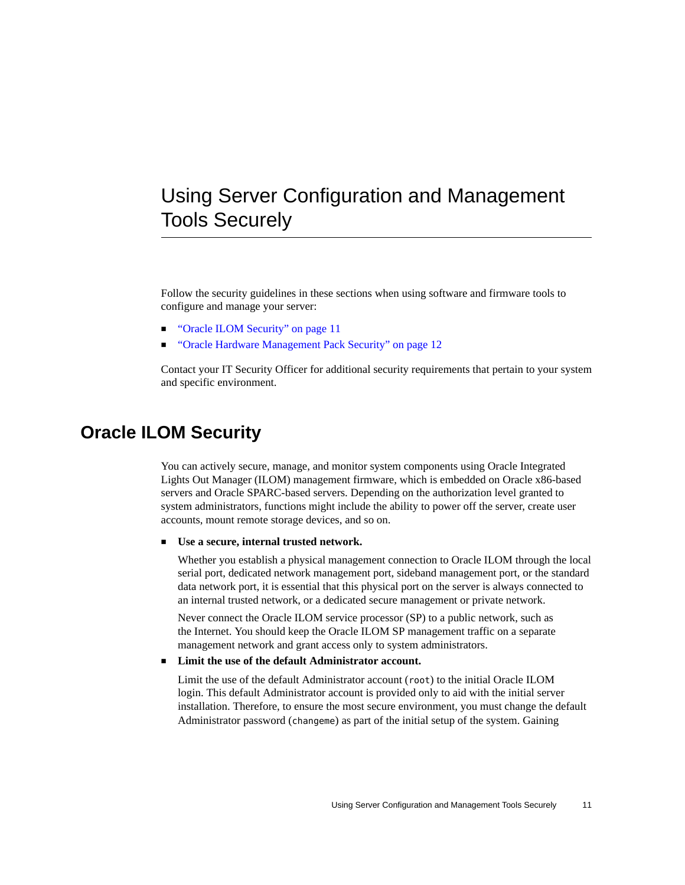# Using Server Configuration and Management Tools Securely

Follow the security guidelines in these sections when using software and firmware tools to configure and manage your server:

- "Oracle ILOM Security" on page 11
- "Oracle Hardware Management Pack Security" on page 12

Contact your IT Security Officer for additional security requirements that pertain to your system and specific environment.

## Oracle ILOM Security

You can actively secure, manage, and monitor system components using Oracle Integrated Lights Out Manager (ILOM) management firmware, which is embedded on Oracle x86-based servers and Oracle SPARC-based servers. Depending on the authorization level granted to system administrators, functions might include the ability to power off the server, create user accounts, mount remote storage devices, and so on.

- **Use a secure, internal trusted network.**

  Whether you establish a physical management connection to Oracle ILOM through the local serial port, dedicated network management port, sideband management port, or the standard data network port, it is essential that this physical port on the server is always connected to an internal trusted network, or a dedicated secure management or private network.

  Never connect the Oracle ILOM service processor (SP) to a public network, such as the Internet. You should keep the Oracle ILOM SP management traffic on a separate management network and grant access only to system administrators.

- **Limit the use of the default Administrator account.**

  Limit the use of the default Administrator account (`root`) to the initial Oracle ILOM login. This default Administrator account is provided only to aid with the initial server installation. Therefore, to ensure the most secure environment, you must change the default Administrator password (`changeme`) as part of the initial setup of the system. Gaining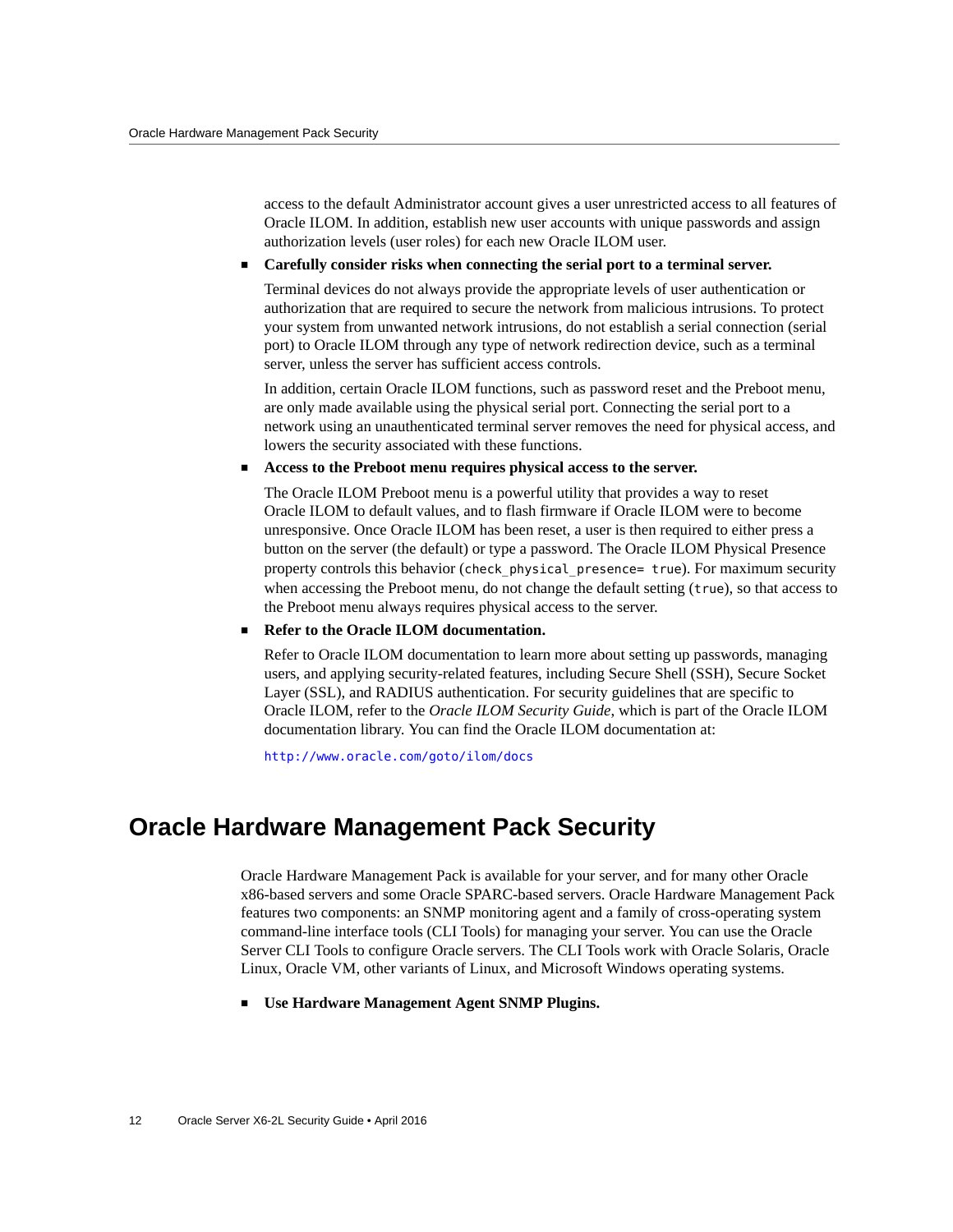access to the default Administrator account gives a user unrestricted access to all features of Oracle ILOM. In addition, establish new user accounts with unique passwords and assign authorization levels (user roles) for each new Oracle ILOM user.

- **Carefully consider risks when connecting the serial port to a terminal server.**

  Terminal devices do not always provide the appropriate levels of user authentication or authorization that are required to secure the network from malicious intrusions. To protect your system from unwanted network intrusions, do not establish a serial connection (serial port) to Oracle ILOM through any type of network redirection device, such as a terminal server, unless the server has sufficient access controls.

  In addition, certain Oracle ILOM functions, such as password reset and the Preboot menu, are only made available using the physical serial port. Connecting the serial port to a network using an unauthenticated terminal server removes the need for physical access, and lowers the security associated with these functions.

- **Access to the Preboot menu requires physical access to the server.**

  The Oracle ILOM Preboot menu is a powerful utility that provides a way to reset Oracle ILOM to default values, and to flash firmware if Oracle ILOM were to become unresponsive. Once Oracle ILOM has been reset, a user is then required to either press a button on the server (the default) or type a password. The Oracle ILOM Physical Presence property controls this behavior (`check_physical_presence= true`). For maximum security when accessing the Preboot menu, do not change the default setting (`true`), so that access to the Preboot menu always requires physical access to the server.

- **Refer to the Oracle ILOM documentation.**

  Refer to Oracle ILOM documentation to learn more about setting up passwords, managing users, and applying security-related features, including Secure Shell (SSH), Secure Socket Layer (SSL), and RADIUS authentication. For security guidelines that are specific to Oracle ILOM, refer to the *Oracle ILOM Security Guide*, which is part of the Oracle ILOM documentation library. You can find the Oracle ILOM documentation at:

  http://www.oracle.com/goto/ilom/docs

## Oracle Hardware Management Pack Security

Oracle Hardware Management Pack is available for your server, and for many other Oracle x86-based servers and some Oracle SPARC-based servers. Oracle Hardware Management Pack features two components: an SNMP monitoring agent and a family of cross-operating system command-line interface tools (CLI Tools) for managing your server. You can use the Oracle Server CLI Tools to configure Oracle servers. The CLI Tools work with Oracle Solaris, Oracle Linux, Oracle VM, other variants of Linux, and Microsoft Windows operating systems.

- **Use Hardware Management Agent SNMP Plugins.**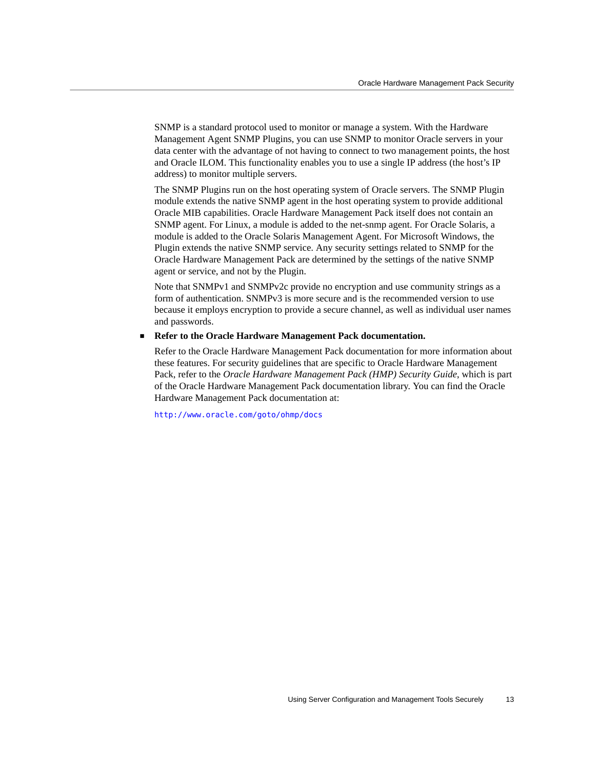SNMP is a standard protocol used to monitor or manage a system. With the Hardware Management Agent SNMP Plugins, you can use SNMP to monitor Oracle servers in your data center with the advantage of not having to connect to two management points, the host and Oracle ILOM. This functionality enables you to use a single IP address (the host's IP address) to monitor multiple servers.

The SNMP Plugins run on the host operating system of Oracle servers. The SNMP Plugin module extends the native SNMP agent in the host operating system to provide additional Oracle MIB capabilities. Oracle Hardware Management Pack itself does not contain an SNMP agent. For Linux, a module is added to the net-snmp agent. For Oracle Solaris, a module is added to the Oracle Solaris Management Agent. For Microsoft Windows, the Plugin extends the native SNMP service. Any security settings related to SNMP for the Oracle Hardware Management Pack are determined by the settings of the native SNMP agent or service, and not by the Plugin.

Note that SNMPv1 and SNMPv2c provide no encryption and use community strings as a form of authentication. SNMPv3 is more secure and is the recommended version to use because it employs encryption to provide a secure channel, as well as individual user names and passwords.

- **Refer to the Oracle Hardware Management Pack documentation.**

  Refer to the Oracle Hardware Management Pack documentation for more information about these features. For security guidelines that are specific to Oracle Hardware Management Pack, refer to the *Oracle Hardware Management Pack (HMP) Security Guide*, which is part of the Oracle Hardware Management Pack documentation library. You can find the Oracle Hardware Management Pack documentation at:

  http://www.oracle.com/goto/ohmp/docs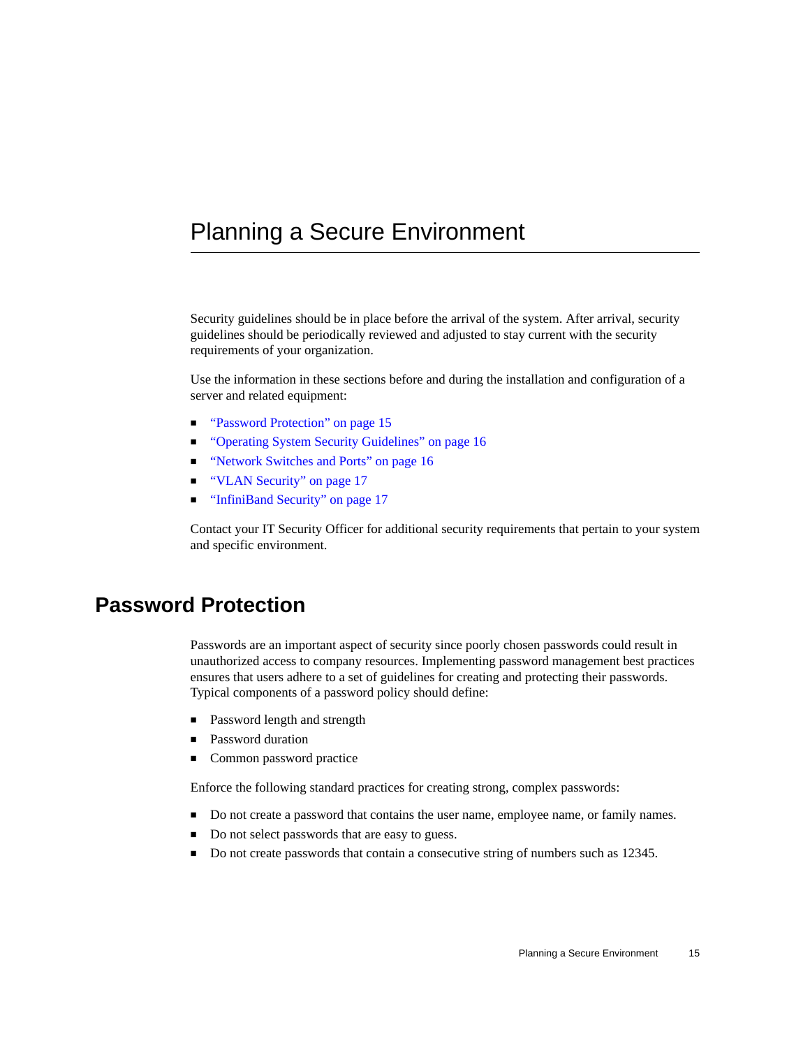# Planning a Secure Environment

Security guidelines should be in place before the arrival of the system. After arrival, security guidelines should be periodically reviewed and adjusted to stay current with the security requirements of your organization.

Use the information in these sections before and during the installation and configuration of a server and related equipment:

- "Password Protection" on page 15
- "Operating System Security Guidelines" on page 16
- "Network Switches and Ports" on page 16
- "VLAN Security" on page 17
- "InfiniBand Security" on page 17

Contact your IT Security Officer for additional security requirements that pertain to your system and specific environment.

## Password Protection

Passwords are an important aspect of security since poorly chosen passwords could result in unauthorized access to company resources. Implementing password management best practices ensures that users adhere to a set of guidelines for creating and protecting their passwords. Typical components of a password policy should define:

- Password length and strength
- Password duration
- Common password practice

Enforce the following standard practices for creating strong, complex passwords:

- Do not create a password that contains the user name, employee name, or family names.
- Do not select passwords that are easy to guess.
- Do not create passwords that contain a consecutive string of numbers such as 12345.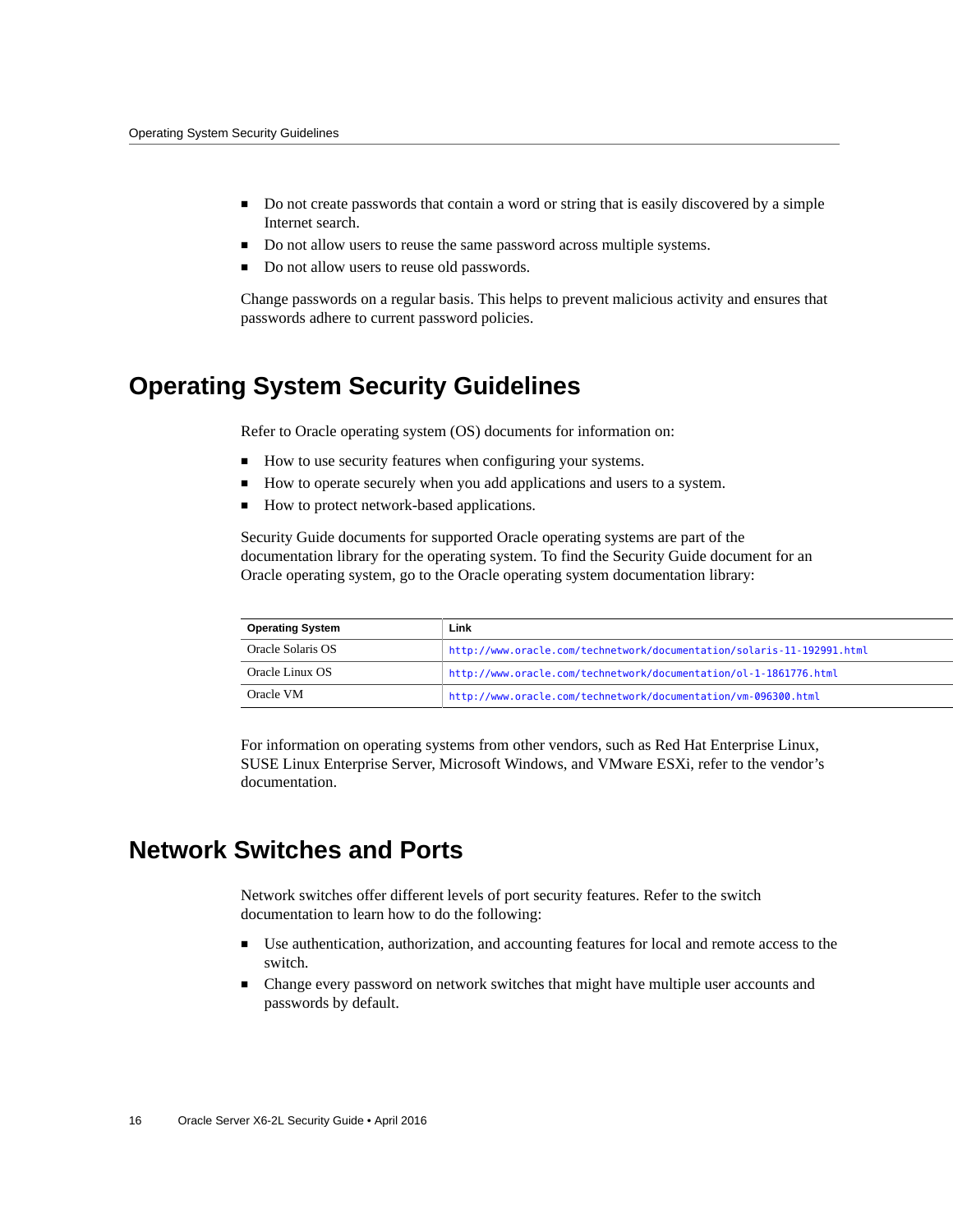- Do not create passwords that contain a word or string that is easily discovered by a simple Internet search.
- Do not allow users to reuse the same password across multiple systems.
- Do not allow users to reuse old passwords.

Change passwords on a regular basis. This helps to prevent malicious activity and ensures that passwords adhere to current password policies.

## Operating System Security Guidelines

Refer to Oracle operating system (OS) documents for information on:

- How to use security features when configuring your systems.
- How to operate securely when you add applications and users to a system.
- How to protect network-based applications.

Security Guide documents for supported Oracle operating systems are part of the documentation library for the operating system. To find the Security Guide document for an Oracle operating system, go to the Oracle operating system documentation library:

| Operating System | Link |
|---|---|
| Oracle Solaris OS | http://www.oracle.com/technetwork/documentation/solaris-11-192991.html |
| Oracle Linux OS | http://www.oracle.com/technetwork/documentation/ol-1-1861776.html |
| Oracle VM | http://www.oracle.com/technetwork/documentation/vm-096300.html |

For information on operating systems from other vendors, such as Red Hat Enterprise Linux, SUSE Linux Enterprise Server, Microsoft Windows, and VMware ESXi, refer to the vendor's documentation.

## Network Switches and Ports

Network switches offer different levels of port security features. Refer to the switch documentation to learn how to do the following:

- Use authentication, authorization, and accounting features for local and remote access to the switch.
- Change every password on network switches that might have multiple user accounts and passwords by default.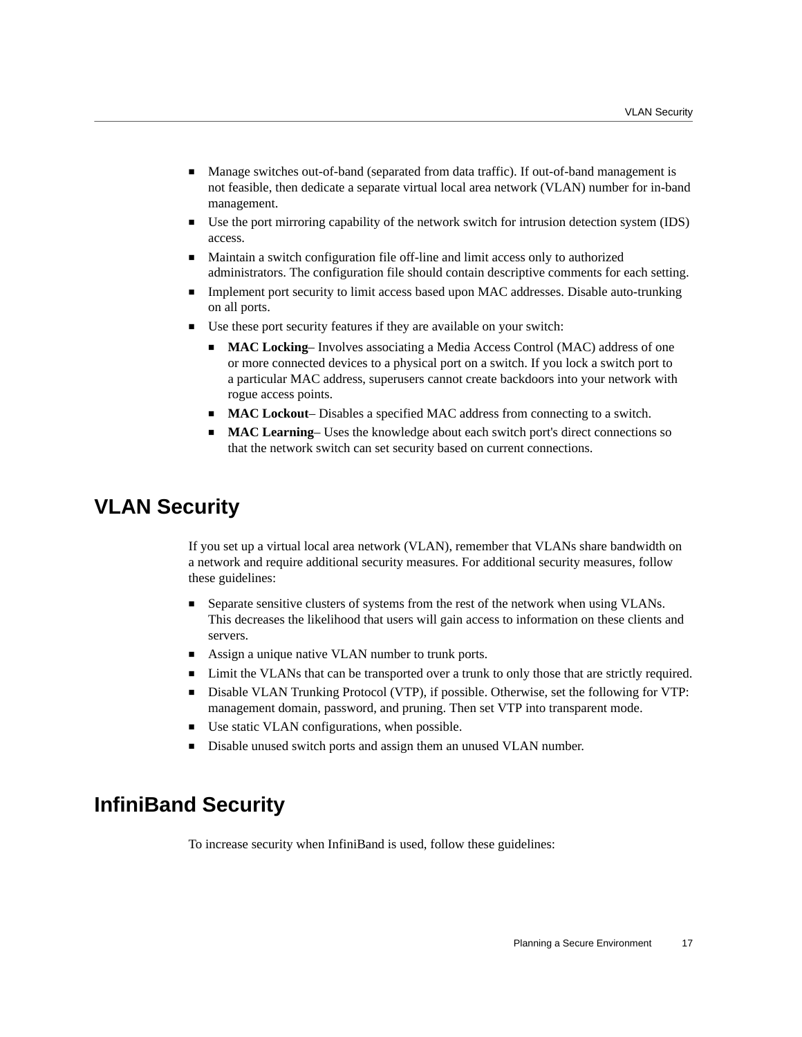- Manage switches out-of-band (separated from data traffic). If out-of-band management is not feasible, then dedicate a separate virtual local area network (VLAN) number for in-band management.
- Use the port mirroring capability of the network switch for intrusion detection system (IDS) access.
- Maintain a switch configuration file off-line and limit access only to authorized administrators. The configuration file should contain descriptive comments for each setting.
- Implement port security to limit access based upon MAC addresses. Disable auto-trunking on all ports.
- Use these port security features if they are available on your switch:
  - **MAC Locking**– Involves associating a Media Access Control (MAC) address of one or more connected devices to a physical port on a switch. If you lock a switch port to a particular MAC address, superusers cannot create backdoors into your network with rogue access points.
  - **MAC Lockout**– Disables a specified MAC address from connecting to a switch.
  - **MAC Learning**– Uses the knowledge about each switch port's direct connections so that the network switch can set security based on current connections.

## VLAN Security

If you set up a virtual local area network (VLAN), remember that VLANs share bandwidth on a network and require additional security measures. For additional security measures, follow these guidelines:

- Separate sensitive clusters of systems from the rest of the network when using VLANs. This decreases the likelihood that users will gain access to information on these clients and servers.
- Assign a unique native VLAN number to trunk ports.
- Limit the VLANs that can be transported over a trunk to only those that are strictly required.
- Disable VLAN Trunking Protocol (VTP), if possible. Otherwise, set the following for VTP: management domain, password, and pruning. Then set VTP into transparent mode.
- Use static VLAN configurations, when possible.
- Disable unused switch ports and assign them an unused VLAN number.

## InfiniBand Security

To increase security when InfiniBand is used, follow these guidelines: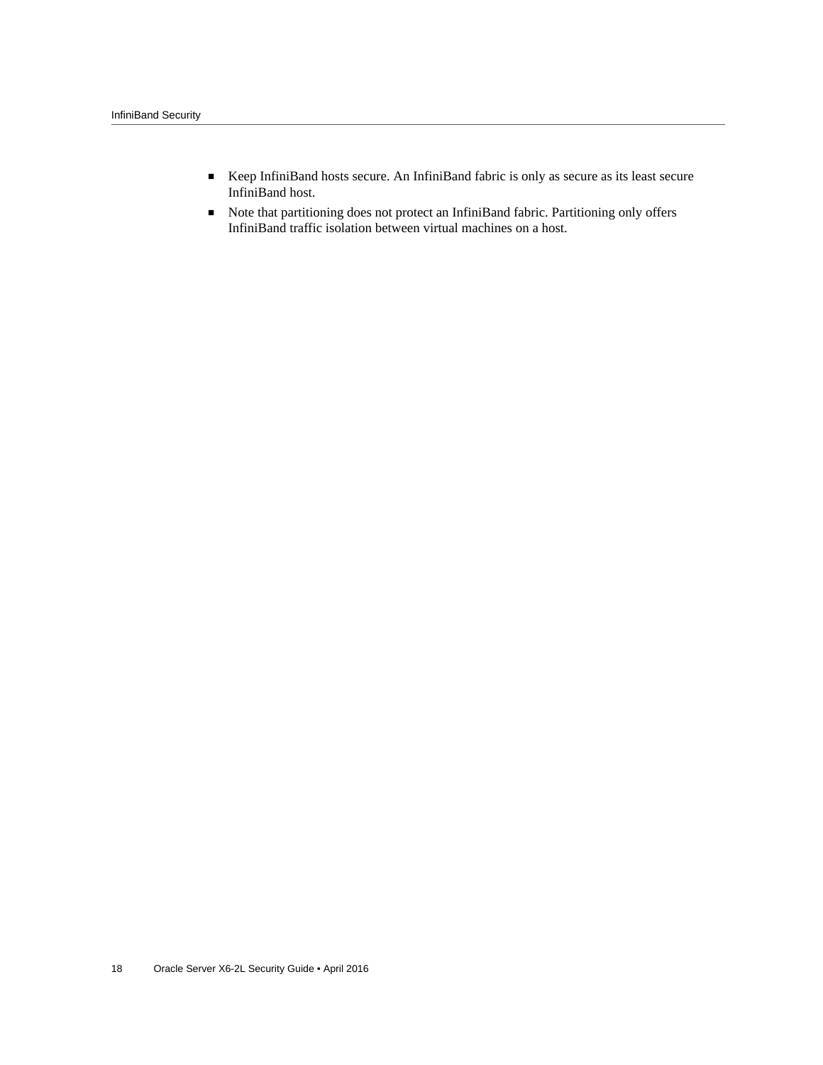- Keep InfiniBand hosts secure. An InfiniBand fabric is only as secure as its least secure InfiniBand host.
- Note that partitioning does not protect an InfiniBand fabric. Partitioning only offers InfiniBand traffic isolation between virtual machines on a host.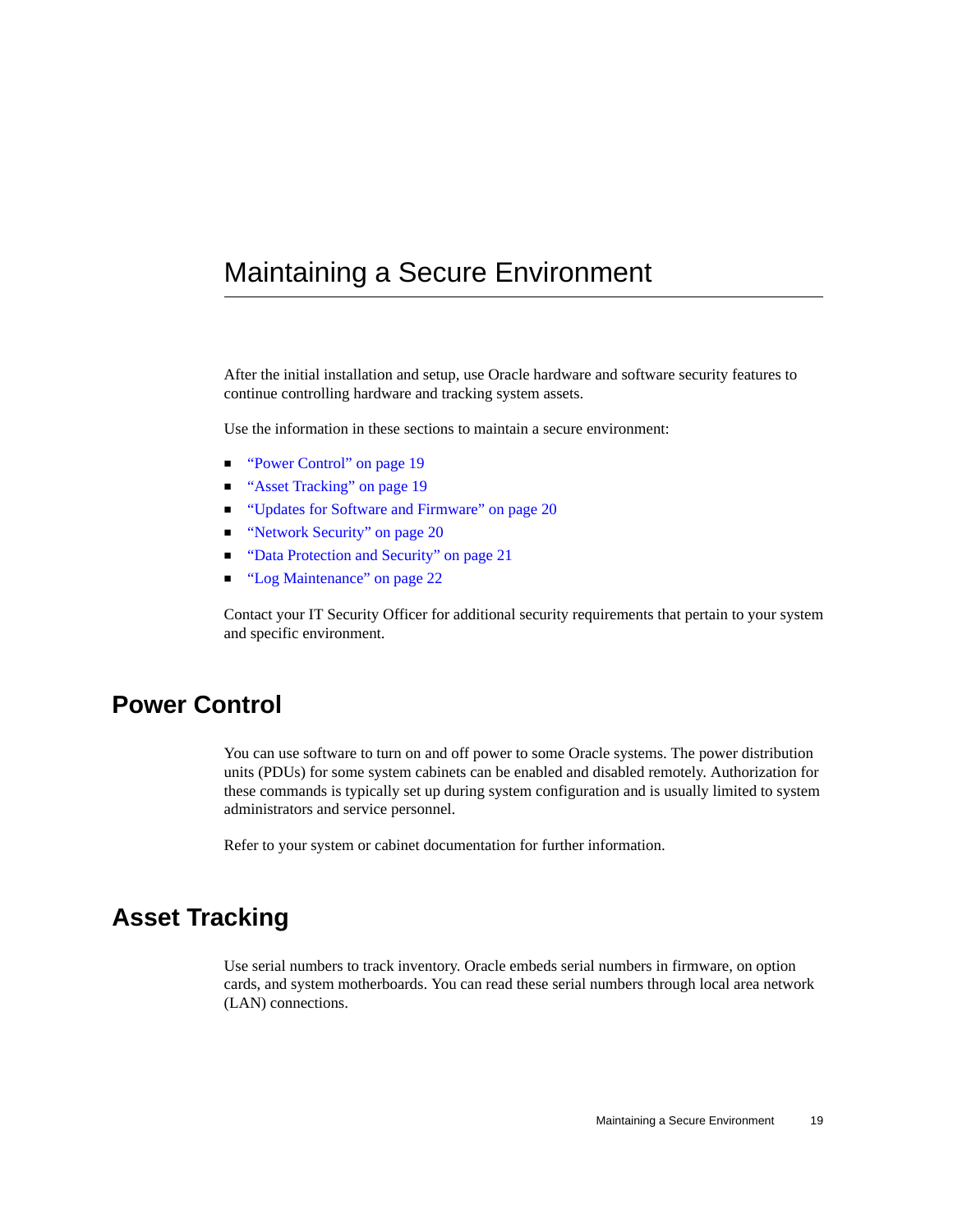# Maintaining a Secure Environment

After the initial installation and setup, use Oracle hardware and software security features to continue controlling hardware and tracking system assets.

Use the information in these sections to maintain a secure environment:

- "Power Control" on page 19
- "Asset Tracking" on page 19
- "Updates for Software and Firmware" on page 20
- "Network Security" on page 20
- "Data Protection and Security" on page 21
- "Log Maintenance" on page 22

Contact your IT Security Officer for additional security requirements that pertain to your system and specific environment.

## Power Control

You can use software to turn on and off power to some Oracle systems. The power distribution units (PDUs) for some system cabinets can be enabled and disabled remotely. Authorization for these commands is typically set up during system configuration and is usually limited to system administrators and service personnel.

Refer to your system or cabinet documentation for further information.

## Asset Tracking

Use serial numbers to track inventory. Oracle embeds serial numbers in firmware, on option cards, and system motherboards. You can read these serial numbers through local area network (LAN) connections.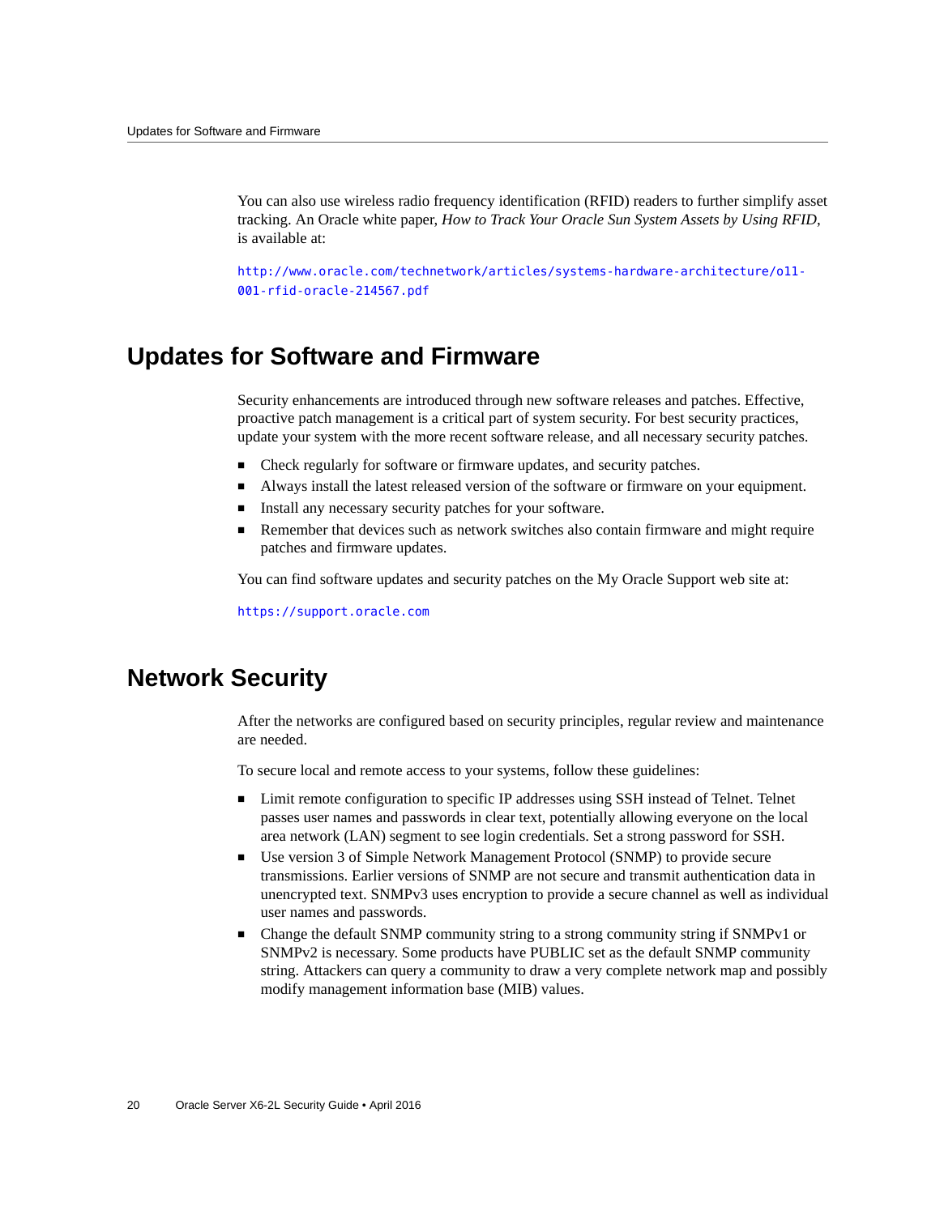You can also use wireless radio frequency identification (RFID) readers to further simplify asset tracking. An Oracle white paper, *How to Track Your Oracle Sun System Assets by Using RFID*, is available at:

http://www.oracle.com/technetwork/articles/systems-hardware-architecture/o11-001-rfid-oracle-214567.pdf

## Updates for Software and Firmware

Security enhancements are introduced through new software releases and patches. Effective, proactive patch management is a critical part of system security. For best security practices, update your system with the more recent software release, and all necessary security patches.

- Check regularly for software or firmware updates, and security patches.
- Always install the latest released version of the software or firmware on your equipment.
- Install any necessary security patches for your software.
- Remember that devices such as network switches also contain firmware and might require patches and firmware updates.

You can find software updates and security patches on the My Oracle Support web site at:

https://support.oracle.com

## Network Security

After the networks are configured based on security principles, regular review and maintenance are needed.

To secure local and remote access to your systems, follow these guidelines:

- Limit remote configuration to specific IP addresses using SSH instead of Telnet. Telnet passes user names and passwords in clear text, potentially allowing everyone on the local area network (LAN) segment to see login credentials. Set a strong password for SSH.
- Use version 3 of Simple Network Management Protocol (SNMP) to provide secure transmissions. Earlier versions of SNMP are not secure and transmit authentication data in unencrypted text. SNMPv3 uses encryption to provide a secure channel as well as individual user names and passwords.
- Change the default SNMP community string to a strong community string if SNMPv1 or SNMPv2 is necessary. Some products have PUBLIC set as the default SNMP community string. Attackers can query a community to draw a very complete network map and possibly modify management information base (MIB) values.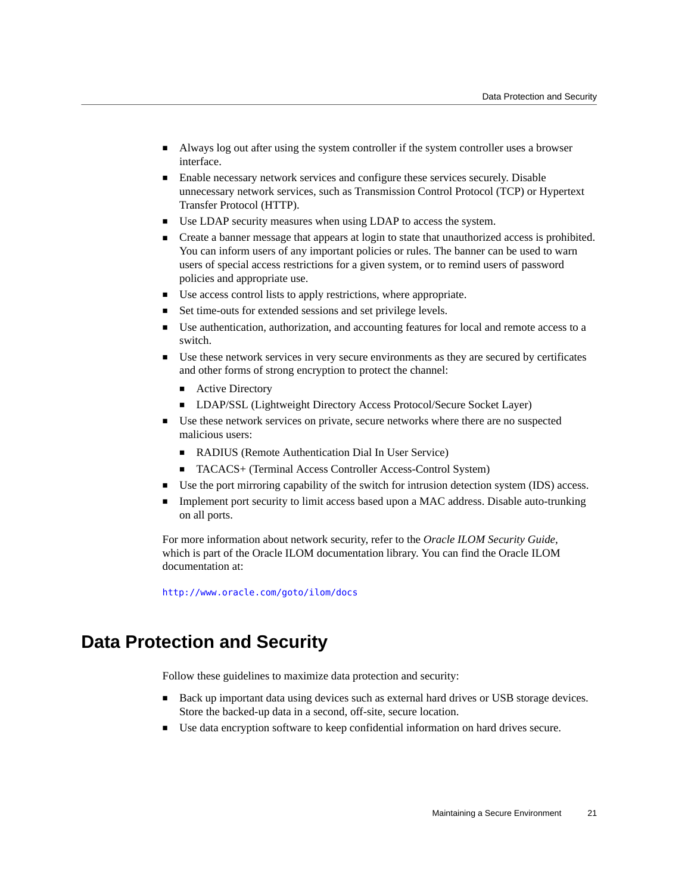- Always log out after using the system controller if the system controller uses a browser interface.
- Enable necessary network services and configure these services securely. Disable unnecessary network services, such as Transmission Control Protocol (TCP) or Hypertext Transfer Protocol (HTTP).
- Use LDAP security measures when using LDAP to access the system.
- Create a banner message that appears at login to state that unauthorized access is prohibited. You can inform users of any important policies or rules. The banner can be used to warn users of special access restrictions for a given system, or to remind users of password policies and appropriate use.
- Use access control lists to apply restrictions, where appropriate.
- Set time-outs for extended sessions and set privilege levels.
- Use authentication, authorization, and accounting features for local and remote access to a switch.
- Use these network services in very secure environments as they are secured by certificates and other forms of strong encryption to protect the channel:
  - Active Directory
  - LDAP/SSL (Lightweight Directory Access Protocol/Secure Socket Layer)
- Use these network services on private, secure networks where there are no suspected malicious users:
  - RADIUS (Remote Authentication Dial In User Service)
  - TACACS+ (Terminal Access Controller Access-Control System)
- Use the port mirroring capability of the switch for intrusion detection system (IDS) access.
- Implement port security to limit access based upon a MAC address. Disable auto-trunking on all ports.

For more information about network security, refer to the *Oracle ILOM Security Guide*, which is part of the Oracle ILOM documentation library. You can find the Oracle ILOM documentation at:

http://www.oracle.com/goto/ilom/docs

## Data Protection and Security

Follow these guidelines to maximize data protection and security:

- Back up important data using devices such as external hard drives or USB storage devices. Store the backed-up data in a second, off-site, secure location.
- Use data encryption software to keep confidential information on hard drives secure.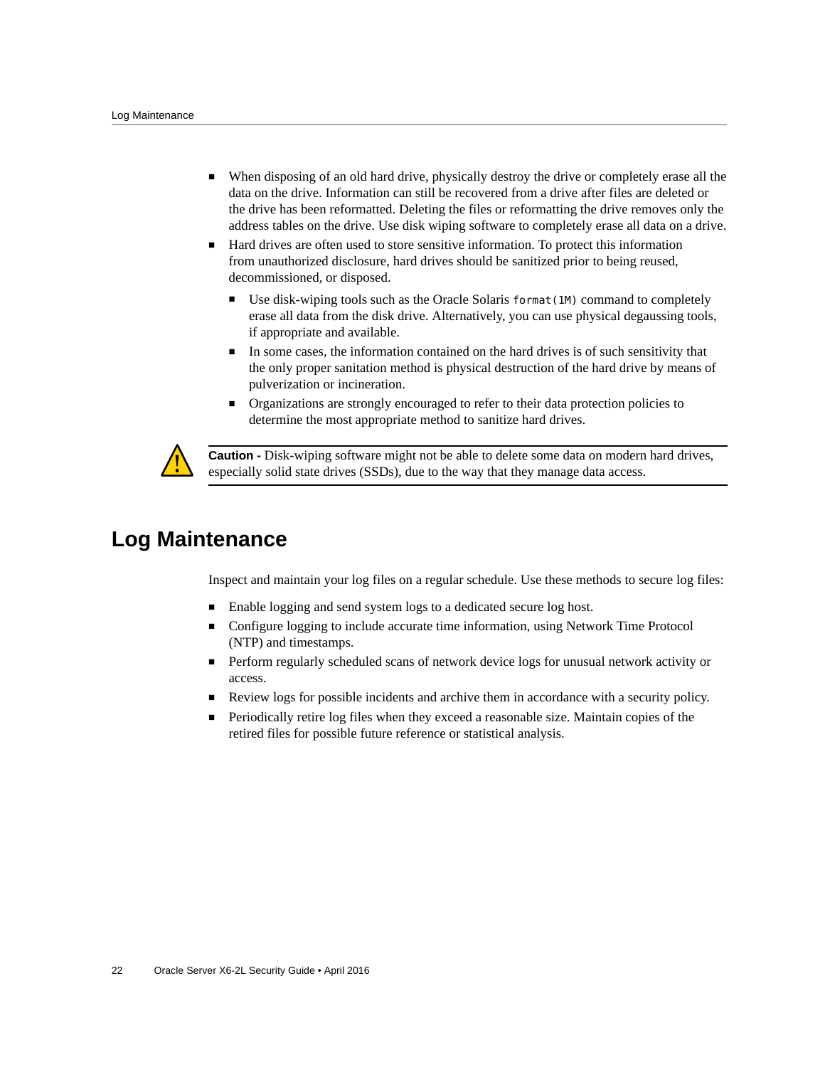- When disposing of an old hard drive, physically destroy the drive or completely erase all the data on the drive. Information can still be recovered from a drive after files are deleted or the drive has been reformatted. Deleting the files or reformatting the drive removes only the address tables on the drive. Use disk wiping software to completely erase all data on a drive.
- Hard drives are often used to store sensitive information. To protect this information from unauthorized disclosure, hard drives should be sanitized prior to being reused, decommissioned, or disposed.
  - Use disk-wiping tools such as the Oracle Solaris `format(1M)` command to completely erase all data from the disk drive. Alternatively, you can use physical degaussing tools, if appropriate and available.
  - In some cases, the information contained on the hard drives is of such sensitivity that the only proper sanitation method is physical destruction of the hard drive by means of pulverization or incineration.
  - Organizations are strongly encouraged to refer to their data protection policies to determine the most appropriate method to sanitize hard drives.

**Caution -** Disk-wiping software might not be able to delete some data on modern hard drives, especially solid state drives (SSDs), due to the way that they manage data access.

## Log Maintenance

Inspect and maintain your log files on a regular schedule. Use these methods to secure log files:

- Enable logging and send system logs to a dedicated secure log host.
- Configure logging to include accurate time information, using Network Time Protocol (NTP) and timestamps.
- Perform regularly scheduled scans of network device logs for unusual network activity or access.
- Review logs for possible incidents and archive them in accordance with a security policy.
- Periodically retire log files when they exceed a reasonable size. Maintain copies of the retired files for possible future reference or statistical analysis.